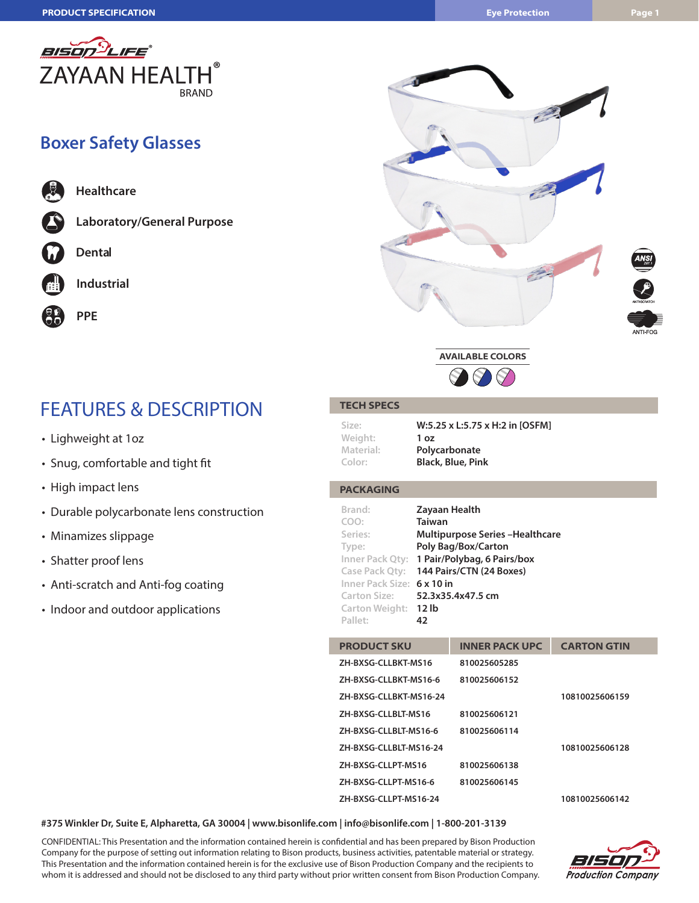PRODUCT SPECIFICATION | Eye Protection

BISON LIFE®
ZAYAAN HEALTH® BRAND

# Boxer Safety Glasses

- Healthcare
- Laboratory/General Purpose
- Dental
- Industrial
- PPE

ANSI Z87.1 | ANTI-SCRATCH | ANTI-FOG

**AVAILABLE COLORS**

## FEATURES & DESCRIPTION

- Lighweight at 1oz
- Snug, comfortable and tight fit
- High impact lens
- Durable polycarbonate lens construction
- Minamizes slippage
- Shatter proof lens
- Anti-scratch and Anti-fog coating
- Indoor and outdoor applications

## TECH SPECS

| | |
|---|---|
| Size: | W:5.25 x L:5.75 x H:2 in [OSFM] |
| Weight: | 1 oz |
| Material: | Polycarbonate |
| Color: | Black, Blue, Pink |

## PACKAGING

| | |
|---|---|
| Brand: | Zayaan Health |
| COO: | Taiwan |
| Series: | Multipurpose Series –Healthcare |
| Type: | Poly Bag/Box/Carton |
| Inner Pack Qty: | 1 Pair/Polybag, 6 Pairs/box |
| Case Pack Qty: | 144 Pairs/CTN (24 Boxes) |
| Inner Pack Size: | 6 x 10 in |
| Carton Size: | 52.3x35.4x47.5 cm |
| Carton Weight: | 12 lb |
| Pallet: | 42 |

| PRODUCT SKU | INNER PACK UPC | CARTON GTIN |
|---|---|---|
| ZH-BXSG-CLLBKT-MS16 | 810025605285 | |
| ZH-BXSG-CLLBKT-MS16-6 | 810025606152 | |
| ZH-BXSG-CLLBKT-MS16-24 | | 10810025606159 |
| ZH-BXSG-CLLBLT-MS16 | 810025606121 | |
| ZH-BXSG-CLLBLT-MS16-6 | 810025606114 | |
| ZH-BXSG-CLLBLT-MS16-24 | | 10810025606128 |
| ZH-BXSG-CLLPT-MS16 | 810025606138 | |
| ZH-BXSG-CLLPT-MS16-6 | 810025606145 | |
| ZH-BXSG-CLLPT-MS16-24 | | 10810025606142 |

**#375 Winkler Dr, Suite E, Alpharetta, GA 30004 | www.bisonlife.com | info@bisonlife.com | 1-800-201-3139**

CONFIDENTIAL: This Presentation and the information contained herein is confidential and has been prepared by Bison Production Company for the purpose of setting out information relating to Bison products, business activities, patentable material or strategy. This Presentation and the information contained herein is for the exclusive use of Bison Production Company and the recipients to whom it is addressed and should not be disclosed to any third party without prior written consent from Bison Production Company.

BISON Production Company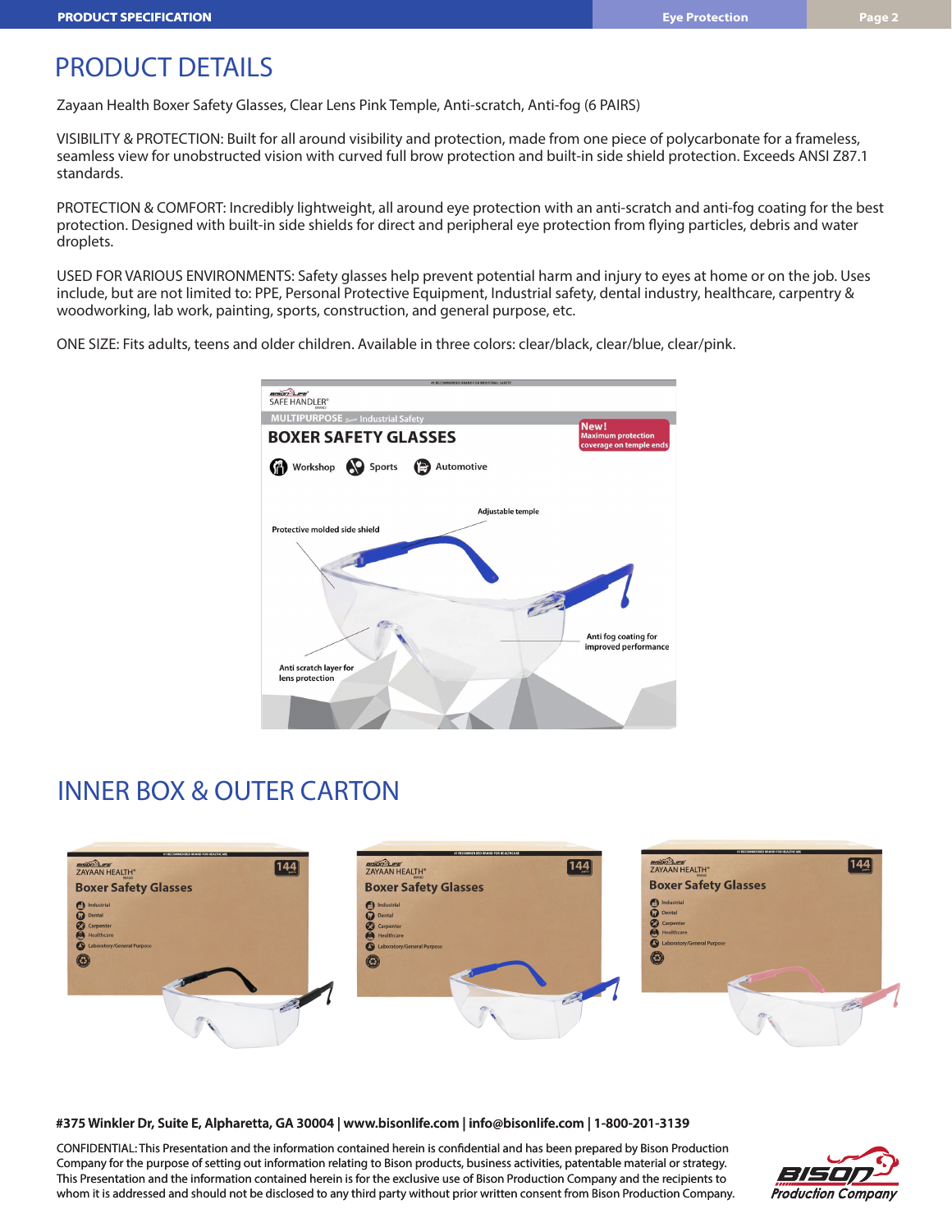# PRODUCT DETAILS

Zayaan Health Boxer Safety Glasses, Clear Lens Pink Temple, Anti-scratch, Anti-fog (6 PAIRS)

VISIBILITY & PROTECTION: Built for all around visibility and protection, made from one piece of polycarbonate for a frameless, seamless view for unobstructed vision with curved full brow protection and built-in side shield protection. Exceeds ANSI Z87.1 standards.

PROTECTION & COMFORT: Incredibly lightweight, all around eye protection with an anti-scratch and anti-fog coating for the best protection. Designed with built-in side shields for direct and peripheral eye protection from flying particles, debris and water droplets.

USED FOR VARIOUS ENVIRONMENTS: Safety glasses help prevent potential harm and injury to eyes at home or on the job. Uses include, but are not limited to: PPE, Personal Protective Equipment, Industrial safety, dental industry, healthcare, carpentry & woodworking, lab work, painting, sports, construction, and general purpose, etc.

ONE SIZE: Fits adults, teens and older children. Available in three colors: clear/black, clear/blue, clear/pink.

# INNER BOX & OUTER CARTON

**#375 Winkler Dr, Suite E, Alpharetta, GA 30004 | www.bisonlife.com | info@bisonlife.com | 1-800-201-3139**

CONFIDENTIAL: This Presentation and the information contained herein is confidential and has been prepared by Bison Production Company for the purpose of setting out information relating to Bison products, business activities, patentable material or strategy. This Presentation and the information contained herein is for the exclusive use of Bison Production Company and the recipients to whom it is addressed and should not be disclosed to any third party without prior written consent from Bison Production Company.